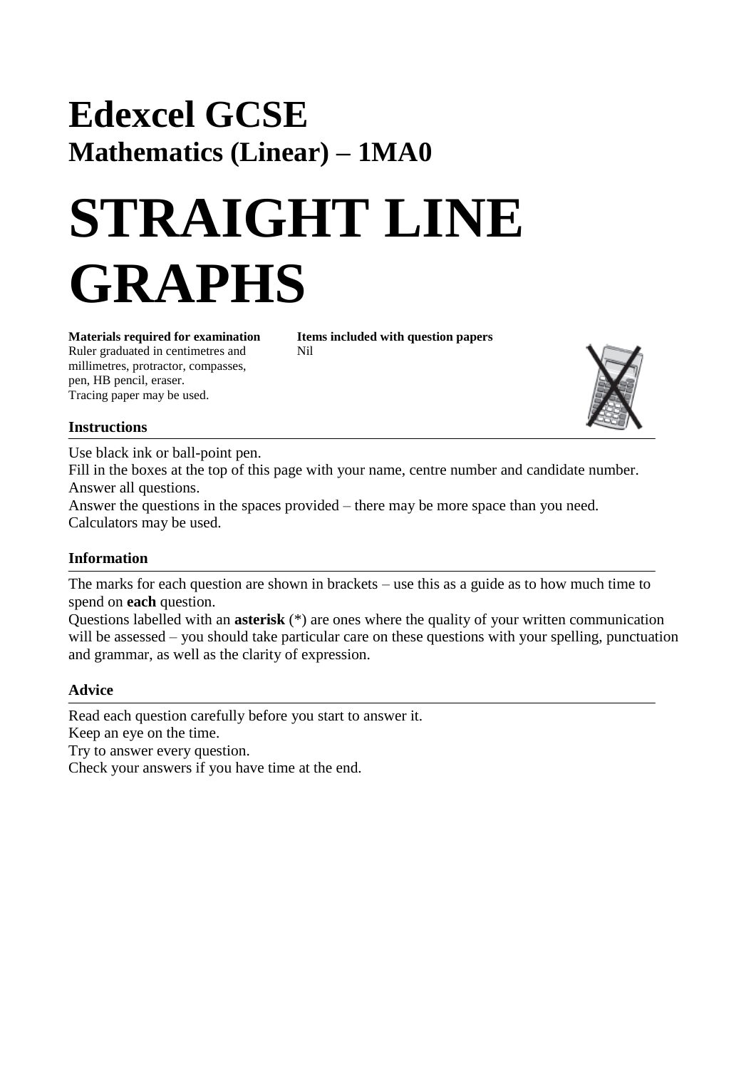# Edexcel GCSE

## Mathematics (Linear) – 1MA0

# STRAIGHT LINE GRAPHS

**Materials required for examination**
Ruler graduated in centimetres and millimetres, protractor, compasses, pen, HB pencil, eraser.
Tracing paper may be used.

**Items included with question papers**
Nil

### Instructions

Use black ink or ball-point pen.
Fill in the boxes at the top of this page with your name, centre number and candidate number.
Answer all questions.
Answer the questions in the spaces provided – there may be more space than you need.
Calculators may be used.

### Information

The marks for each question are shown in brackets – use this as a guide as to how much time to spend on **each** question.
Questions labelled with an **asterisk** (*) are ones where the quality of your written communication will be assessed – you should take particular care on these questions with your spelling, punctuation and grammar, as well as the clarity of expression.

### Advice

Read each question carefully before you start to answer it.
Keep an eye on the time.
Try to answer every question.
Check your answers if you have time at the end.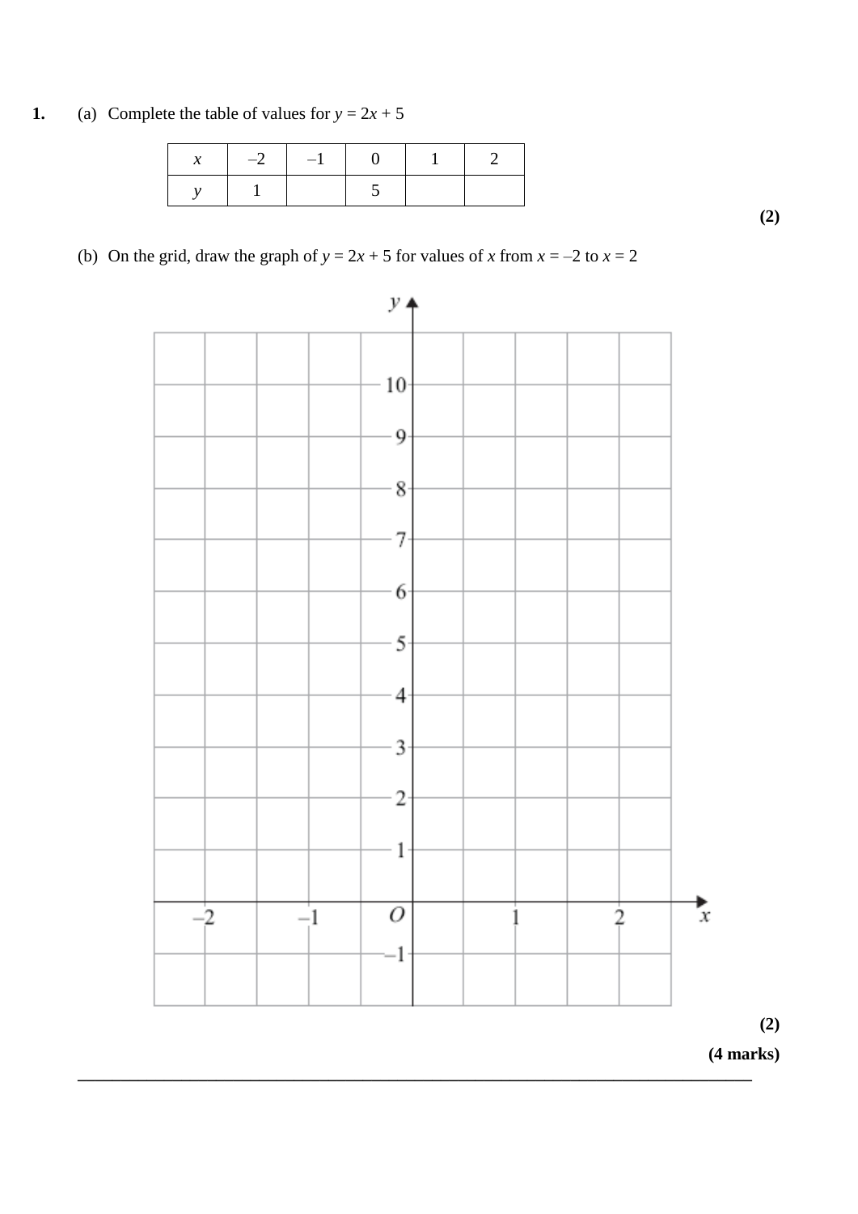**1.** (a) Complete the table of values for $y = 2x + 5$

| $x$ | $-2$ | $-1$ | $0$ | $1$ | $2$ |
|---|---|---|---|---|---|
| $y$ | $1$ | | $5$ | | |

**(2)**

(b) On the grid, draw the graph of $y = 2x + 5$ for values of $x$ from $x = -2$ to $x = 2$

**(2)**

**(4 marks)**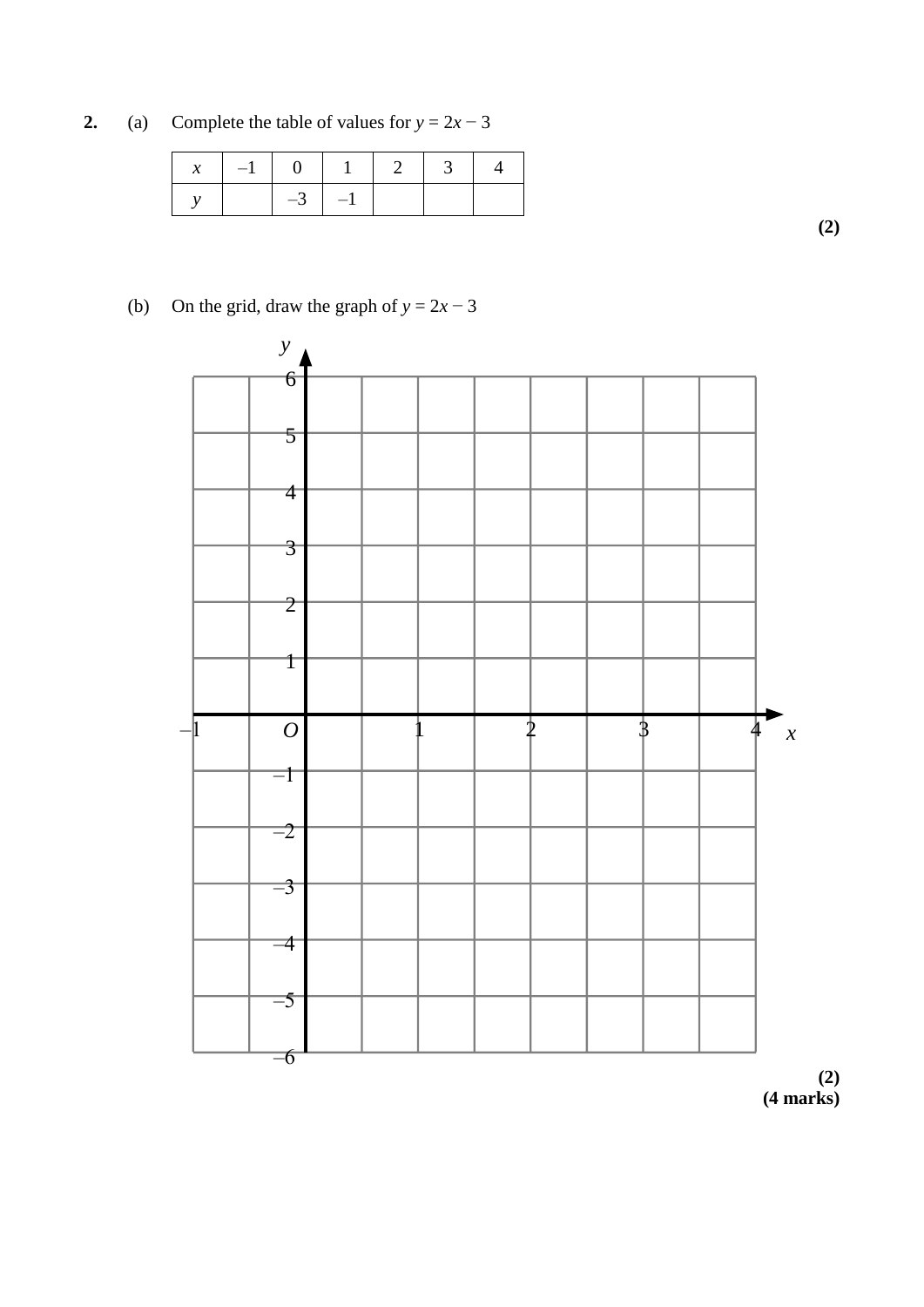**2.** (a) Complete the table of values for $y = 2x - 3$

| $x$ | –1 | 0 | 1 | 2 | 3 | 4 |
|---|---|---|---|---|---|---|
| $y$ | | –3 | –1 | | | |

**(2)**

(b) On the grid, draw the graph of $y = 2x - 3$

**(2)**
**(4 marks)**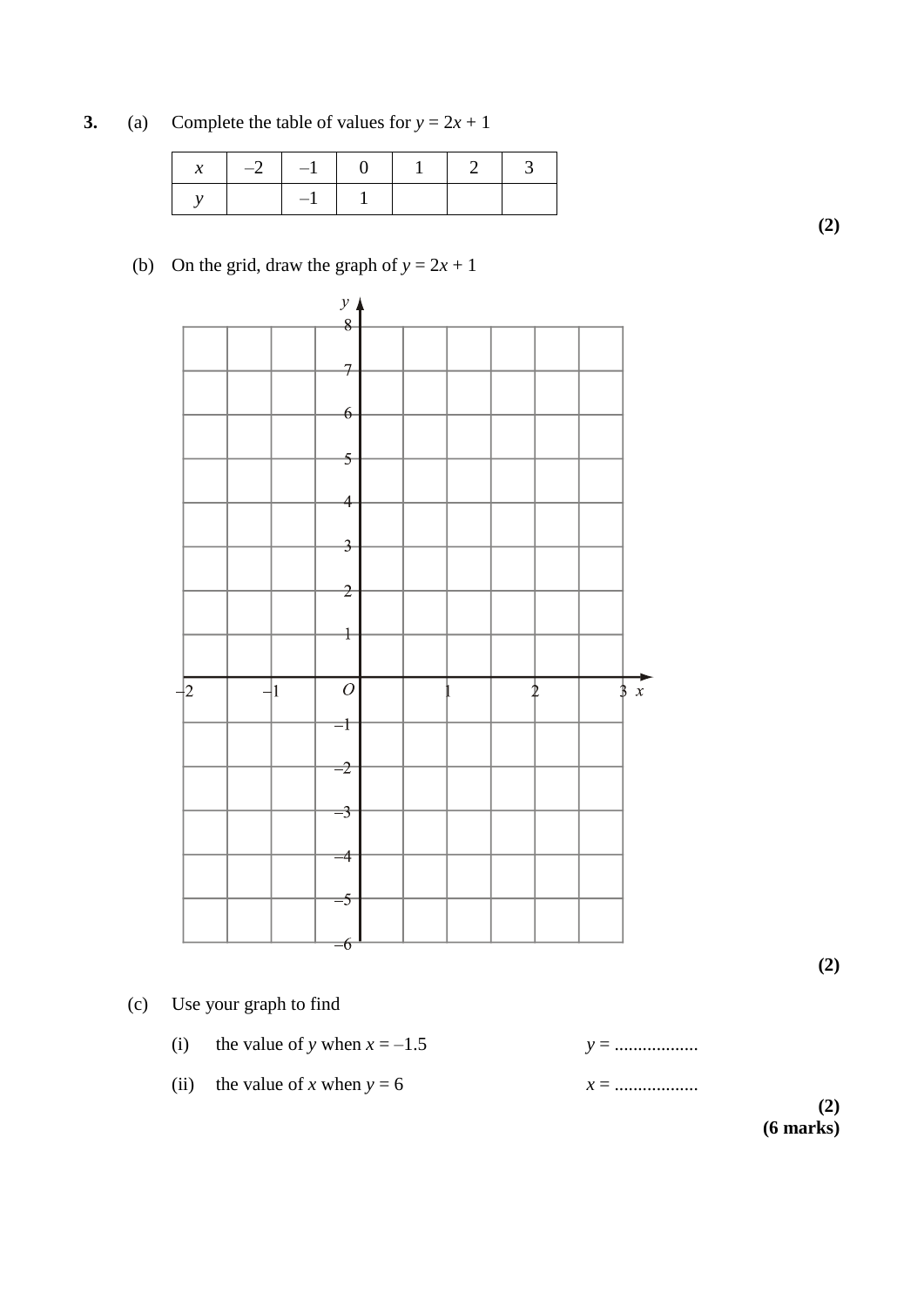**3.** (a) Complete the table of values for $y = 2x + 1$

| $x$ | $-2$ | $-1$ | $0$ | $1$ | $2$ | $3$ |
|---|---|---|---|---|---|---|
| $y$ | | $-1$ | $1$ | | | |

**(2)**

(b) On the grid, draw the graph of $y = 2x + 1$

**(2)**

(c) Use your graph to find

(i) the value of $y$ when $x = -1.5$ $y$ = ..................

(ii) the value of $x$ when $y = 6$ $x$ = ..................

**(2)**

**(6 marks)**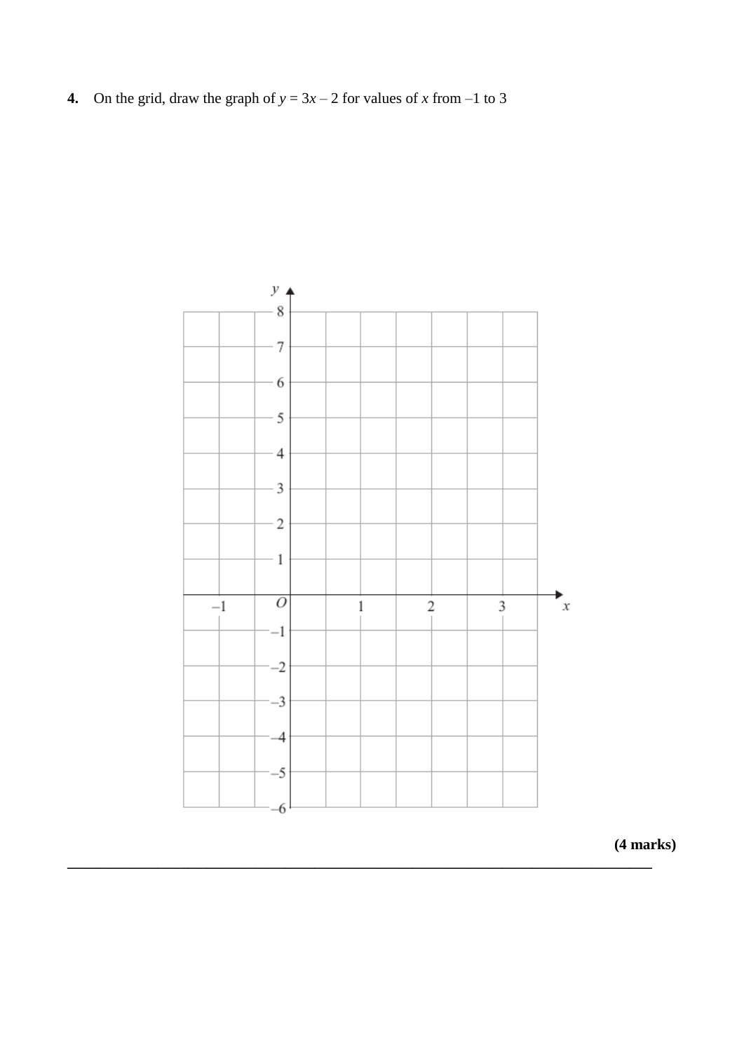**4.** On the grid, draw the graph of $y = 3x - 2$ for values of $x$ from $-1$ to $3$

**(4 marks)**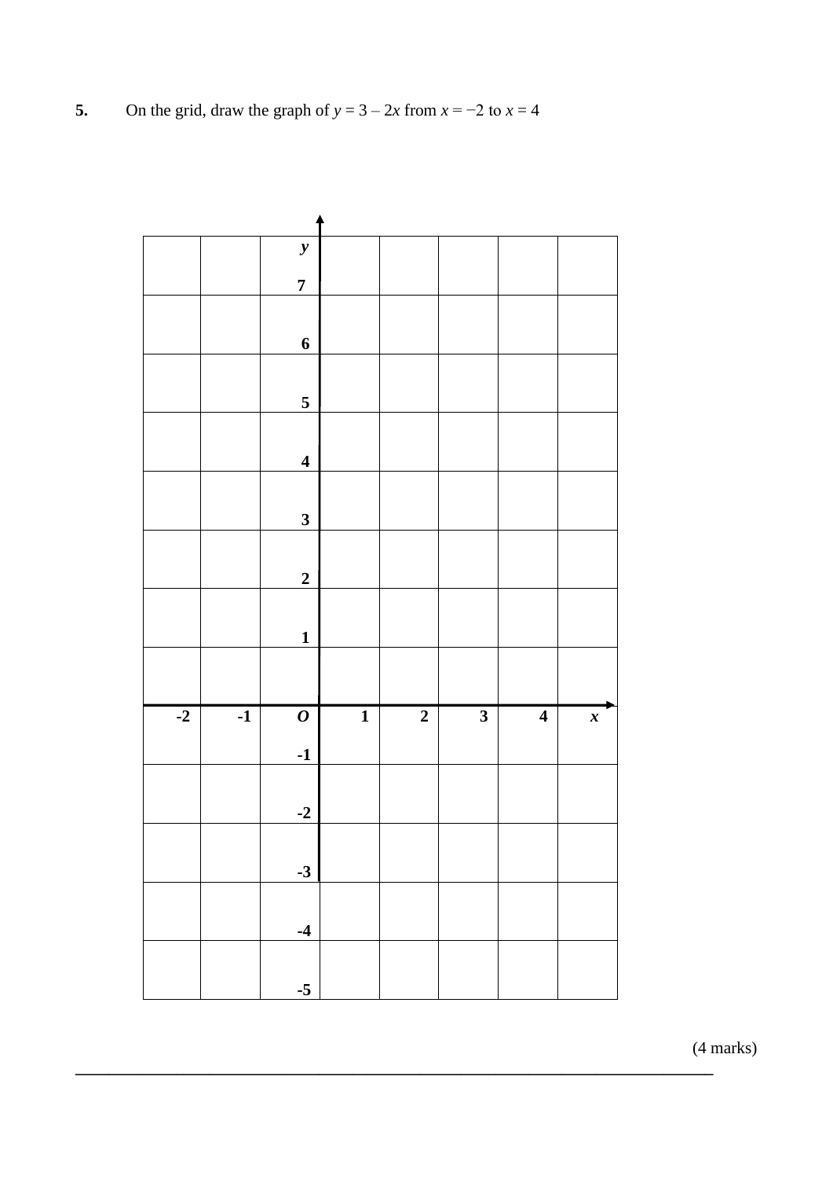**5.** On the grid, draw the graph of $y = 3 - 2x$ from $x = -2$ to $x = 4$

(4 marks)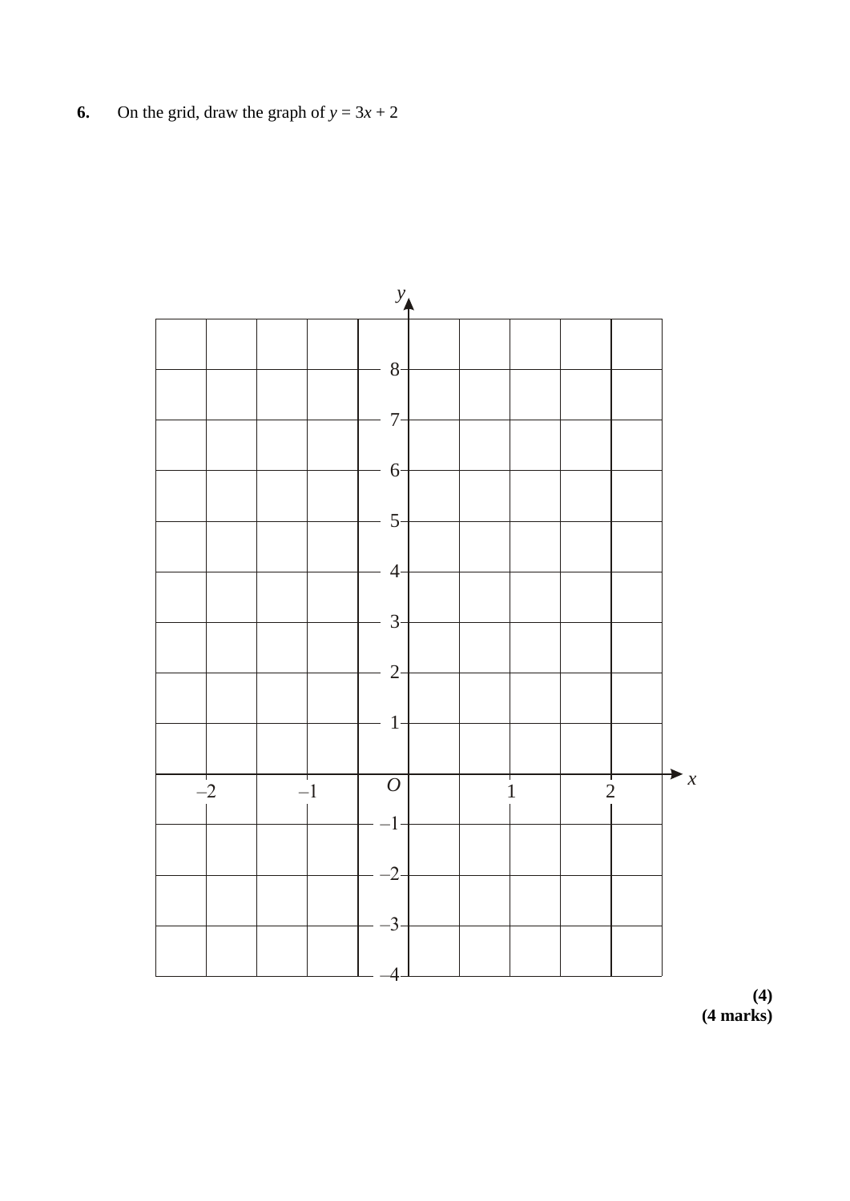**6.** On the grid, draw the graph of $y = 3x + 2$

**(4)**

**(4 marks)**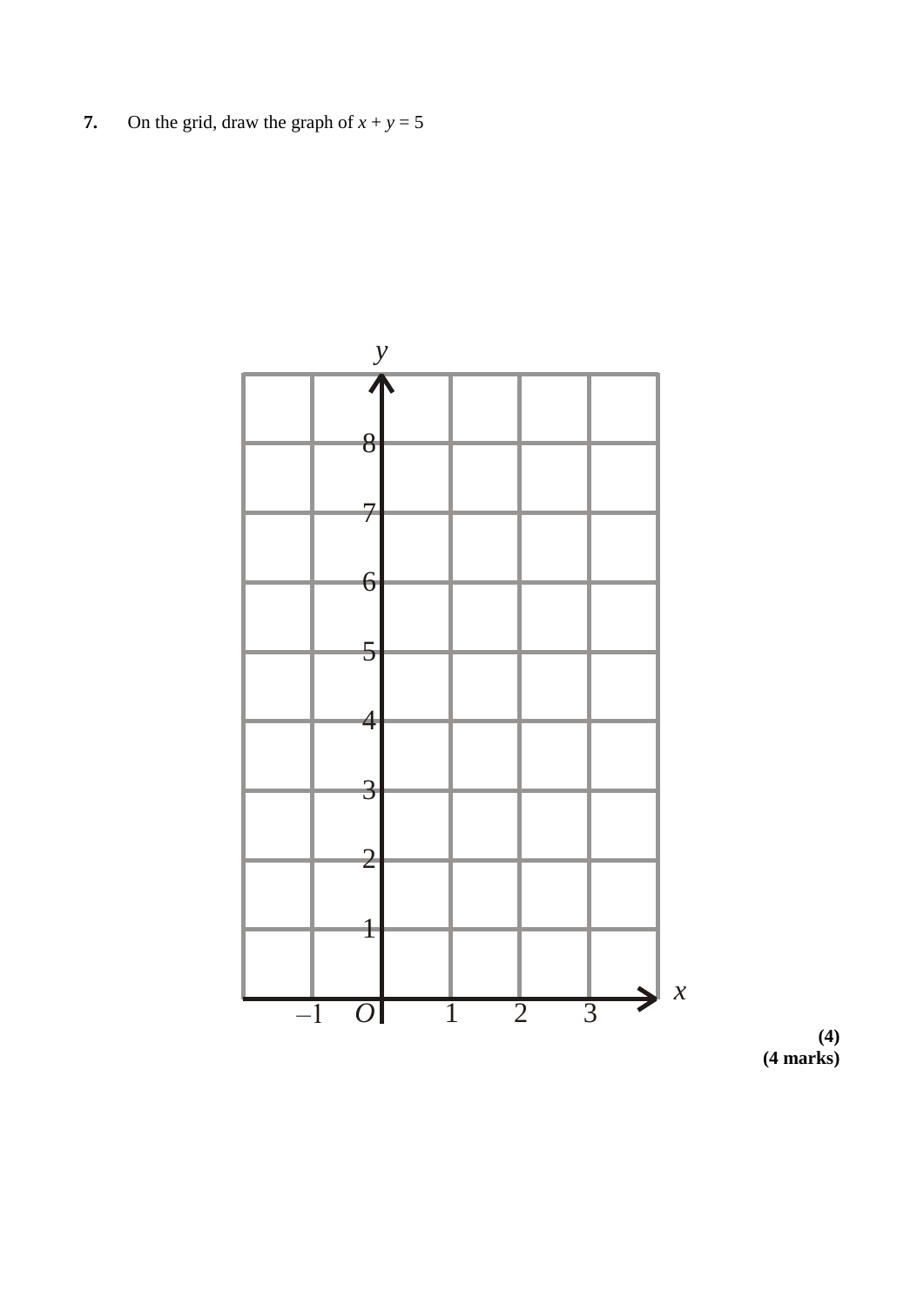**7.** On the grid, draw the graph of $x + y = 5$

y

8

7

6

5

4

3

2

1

x

–1 O 1 2 3

**(4)**

**(4 marks)**